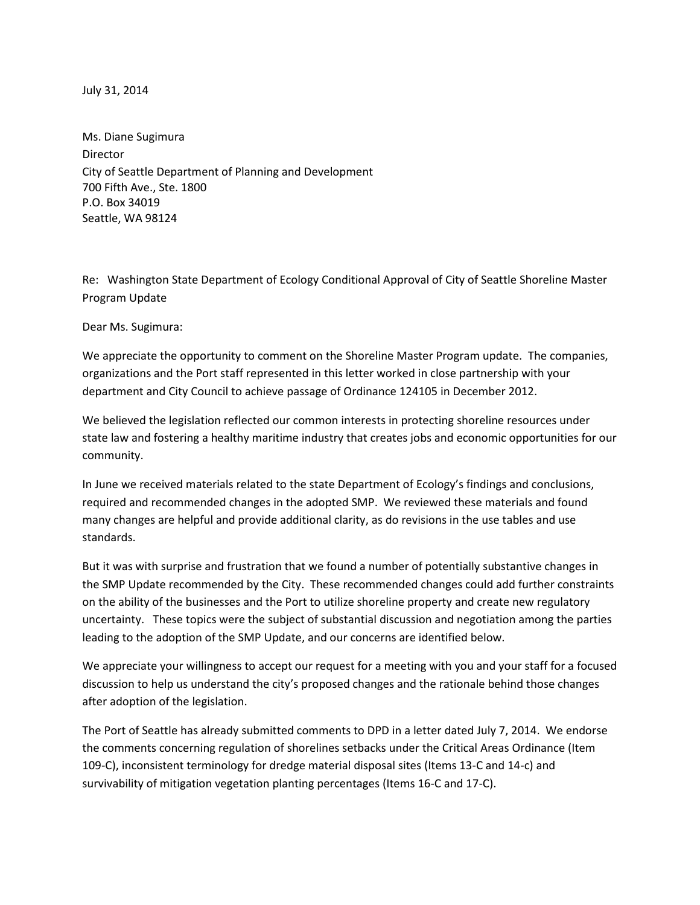July 31, 2014

Ms. Diane Sugimura
Director
City of Seattle Department of Planning and Development
700 Fifth Ave., Ste. 1800
P.O. Box 34019
Seattle, WA 98124

Re: Washington State Department of Ecology Conditional Approval of City of Seattle Shoreline Master Program Update

Dear Ms. Sugimura:

We appreciate the opportunity to comment on the Shoreline Master Program update. The companies, organizations and the Port staff represented in this letter worked in close partnership with your department and City Council to achieve passage of Ordinance 124105 in December 2012.

We believed the legislation reflected our common interests in protecting shoreline resources under state law and fostering a healthy maritime industry that creates jobs and economic opportunities for our community.

In June we received materials related to the state Department of Ecology's findings and conclusions, required and recommended changes in the adopted SMP. We reviewed these materials and found many changes are helpful and provide additional clarity, as do revisions in the use tables and use standards.

But it was with surprise and frustration that we found a number of potentially substantive changes in the SMP Update recommended by the City. These recommended changes could add further constraints on the ability of the businesses and the Port to utilize shoreline property and create new regulatory uncertainty. These topics were the subject of substantial discussion and negotiation among the parties leading to the adoption of the SMP Update, and our concerns are identified below.

We appreciate your willingness to accept our request for a meeting with you and your staff for a focused discussion to help us understand the city's proposed changes and the rationale behind those changes after adoption of the legislation.

The Port of Seattle has already submitted comments to DPD in a letter dated July 7, 2014. We endorse the comments concerning regulation of shorelines setbacks under the Critical Areas Ordinance (Item 109-C), inconsistent terminology for dredge material disposal sites (Items 13-C and 14-c) and survivability of mitigation vegetation planting percentages (Items 16-C and 17-C).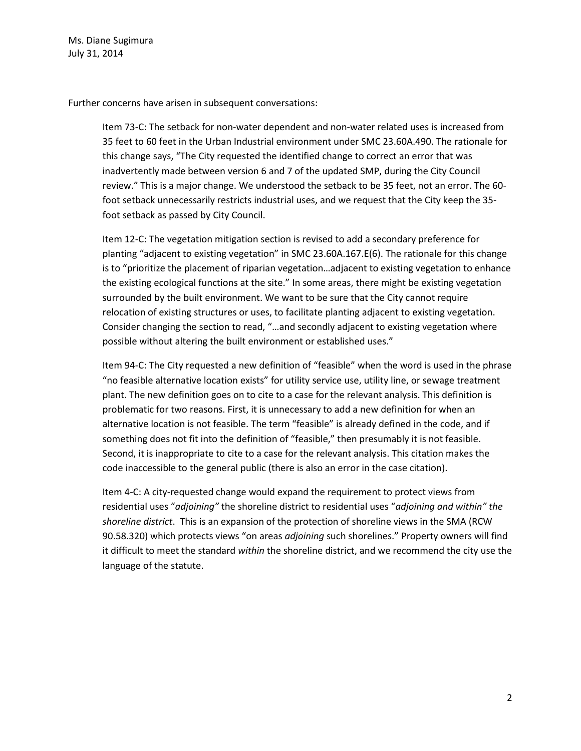Ms. Diane Sugimura
July 31, 2014

Further concerns have arisen in subsequent conversations:

> Item 73-C: The setback for non-water dependent and non-water related uses is increased from 35 feet to 60 feet in the Urban Industrial environment under SMC 23.60A.490. The rationale for this change says, "The City requested the identified change to correct an error that was inadvertently made between version 6 and 7 of the updated SMP, during the City Council review." This is a major change. We understood the setback to be 35 feet, not an error. The 60-foot setback unnecessarily restricts industrial uses, and we request that the City keep the 35-foot setback as passed by City Council.
>
> Item 12-C: The vegetation mitigation section is revised to add a secondary preference for planting "adjacent to existing vegetation" in SMC 23.60A.167.E(6). The rationale for this change is to "prioritize the placement of riparian vegetation…adjacent to existing vegetation to enhance the existing ecological functions at the site." In some areas, there might be existing vegetation surrounded by the built environment. We want to be sure that the City cannot require relocation of existing structures or uses, to facilitate planting adjacent to existing vegetation. Consider changing the section to read, "…and secondly adjacent to existing vegetation where possible without altering the built environment or established uses."
>
> Item 94-C: The City requested a new definition of "feasible" when the word is used in the phrase "no feasible alternative location exists" for utility service use, utility line, or sewage treatment plant. The new definition goes on to cite to a case for the relevant analysis. This definition is problematic for two reasons. First, it is unnecessary to add a new definition for when an alternative location is not feasible. The term "feasible" is already defined in the code, and if something does not fit into the definition of "feasible," then presumably it is not feasible. Second, it is inappropriate to cite to a case for the relevant analysis. This citation makes the code inaccessible to the general public (there is also an error in the case citation).
>
> Item 4-C: A city-requested change would expand the requirement to protect views from residential uses "*adjoining"* the shoreline district to residential uses "*adjoining and within" the shoreline district*. This is an expansion of the protection of shoreline views in the SMA (RCW 90.58.320) which protects views "on areas *adjoining* such shorelines." Property owners will find it difficult to meet the standard *within* the shoreline district, and we recommend the city use the language of the statute.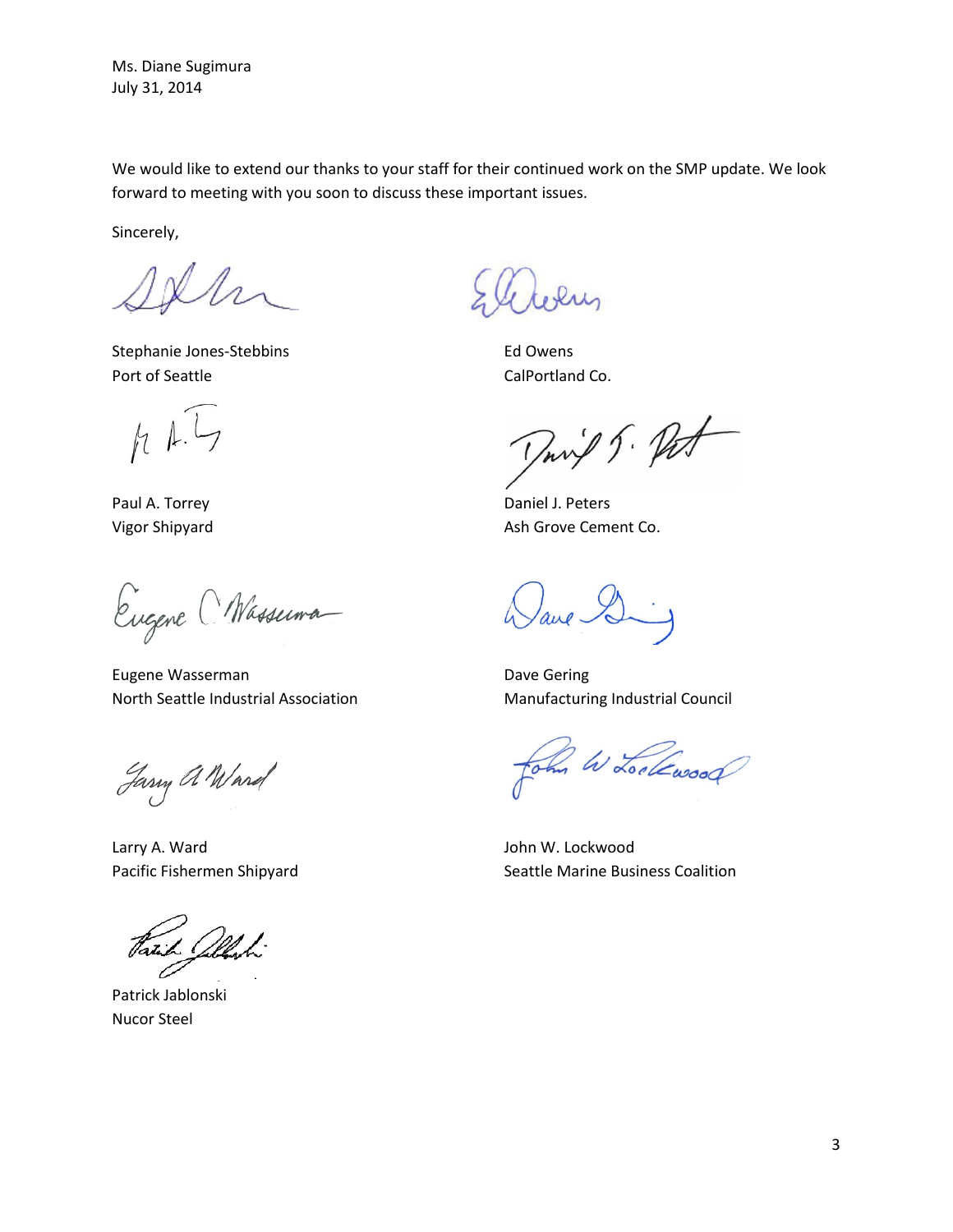Ms. Diane Sugimura
July 31, 2014

We would like to extend our thanks to your staff for their continued work on the SMP update. We look forward to meeting with you soon to discuss these important issues.

Sincerely,

Stephanie Jones-Stebbins
Port of Seattle

Ed Owens
CalPortland Co.

Paul A. Torrey
Vigor Shipyard

Daniel J. Peters
Ash Grove Cement Co.

Eugene Wasserman
North Seattle Industrial Association

Dave Gering
Manufacturing Industrial Council

Larry A. Ward
Pacific Fishermen Shipyard

John W. Lockwood
Seattle Marine Business Coalition

Patrick Jablonski
Nucor Steel